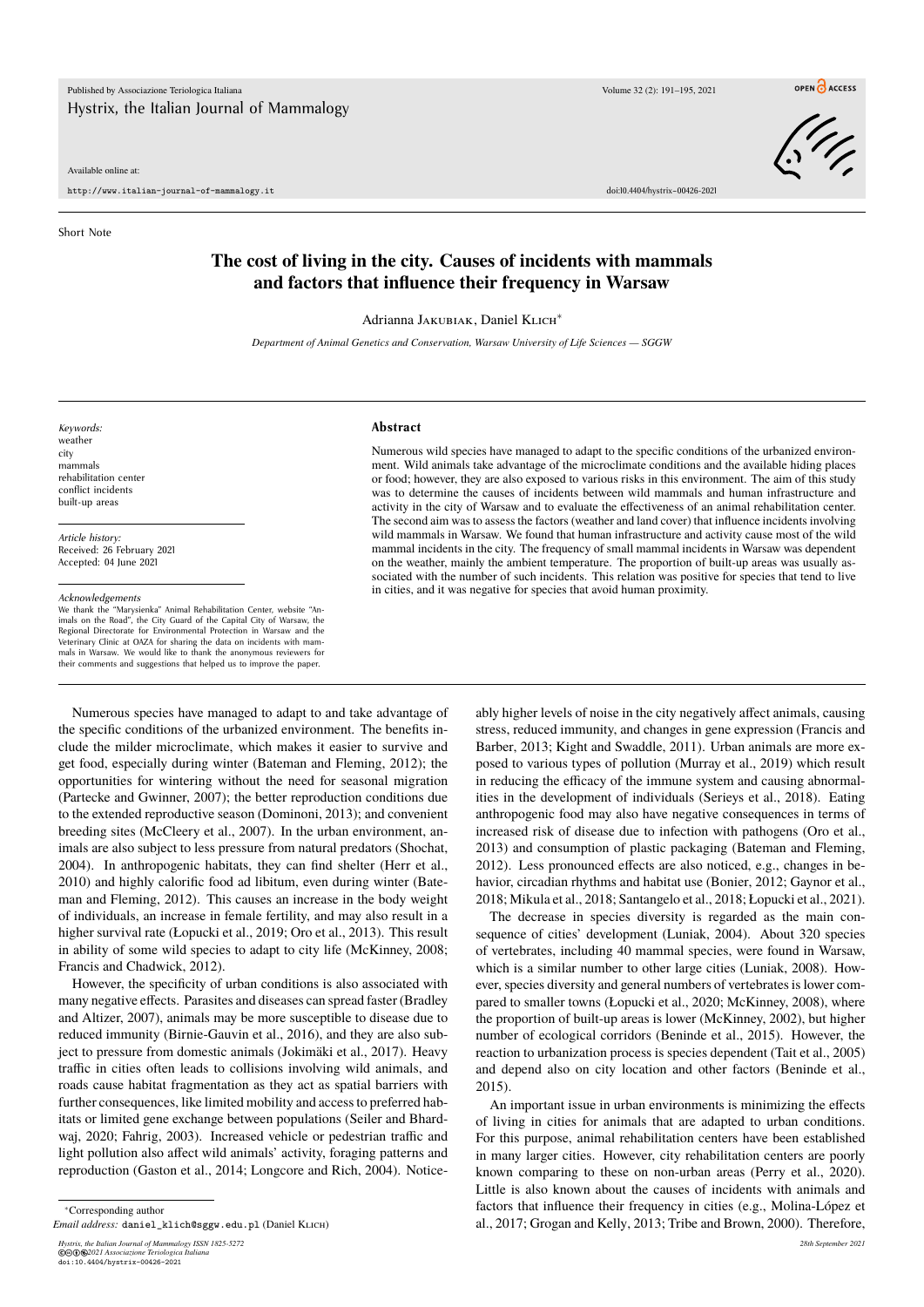Short Note

# The cost of living in the city. Causes of incidents with mammals and factors that influence their frequency in Warsaw

Adrianna Jakubiak, Daniel Klich*

*Department of Animal Genetics and Conservation, Warsaw University of Life Sciences — SGGW*

*Keywords:*
weather
city
mammals
rehabilitation center
conflict incidents
built-up areas

*Article history:*
Received: 26 February 2021
Accepted: 04 June 2021

*Acknowledgements*
We thank the "Marysienka" Animal Rehabilitation Center, website "Animals on the Road", the City Guard of the Capital City of Warsaw, the Regional Directorate for Environmental Protection in Warsaw and the Veterinary Clinic at OAZA for sharing the data on incidents with mammals in Warsaw. We would like to thank the anonymous reviewers for their comments and suggestions that helped us to improve the paper.

## Abstract

Numerous wild species have managed to adapt to the specific conditions of the urbanized environment. Wild animals take advantage of the microclimate conditions and the available hiding places or food; however, they are also exposed to various risks in this environment. The aim of this study was to determine the causes of incidents between wild mammals and human infrastructure and activity in the city of Warsaw and to evaluate the effectiveness of an animal rehabilitation center. The second aim was to assess the factors (weather and land cover) that influence incidents involving wild mammals in Warsaw. We found that human infrastructure and activity cause most of the wild mammal incidents in the city. The frequency of small mammal incidents in Warsaw was dependent on the weather, mainly the ambient temperature. The proportion of built-up areas was usually associated with the number of such incidents. This relation was positive for species that tend to live in cities, and it was negative for species that avoid human proximity.

Numerous species have managed to adapt to and take advantage of the specific conditions of the urbanized environment. The benefits include the milder microclimate, which makes it easier to survive and get food, especially during winter (Bateman and Fleming, 2012); the opportunities for wintering without the need for seasonal migration (Partecke and Gwinner, 2007); the better reproduction conditions due to the extended reproductive season (Dominoni, 2013); and convenient breeding sites (McCleery et al., 2007). In the urban environment, animals are also subject to less pressure from natural predators (Shochat, 2004). In anthropogenic habitats, they can find shelter (Herr et al., 2010) and highly calorific food ad libitum, even during winter (Bateman and Fleming, 2012). This causes an increase in the body weight of individuals, an increase in female fertility, and may also result in a higher survival rate (Łopucki et al., 2019; Oro et al., 2013). This result in ability of some wild species to adapt to city life (McKinney, 2008; Francis and Chadwick, 2012).

However, the specificity of urban conditions is also associated with many negative effects. Parasites and diseases can spread faster (Bradley and Altizer, 2007), animals may be more susceptible to disease due to reduced immunity (Birnie-Gauvin et al., 2016), and they are also subject to pressure from domestic animals (Jokimäki et al., 2017). Heavy traffic in cities often leads to collisions involving wild animals, and roads cause habitat fragmentation as they act as spatial barriers with further consequences, like limited mobility and access to preferred habitats or limited gene exchange between populations (Seiler and Bhardwaj, 2020; Fahrig, 2003). Increased vehicle or pedestrian traffic and light pollution also affect wild animals' activity, foraging patterns and reproduction (Gaston et al., 2014; Longcore and Rich, 2004). Noticeably higher levels of noise in the city negatively affect animals, causing stress, reduced immunity, and changes in gene expression (Francis and Barber, 2013; Kight and Swaddle, 2011). Urban animals are more exposed to various types of pollution (Murray et al., 2019) which result in reducing the efficacy of the immune system and causing abnormalities in the development of individuals (Serieys et al., 2018). Eating anthropogenic food may also have negative consequences in terms of increased risk of disease due to infection with pathogens (Oro et al., 2013) and consumption of plastic packaging (Bateman and Fleming, 2012). Less pronounced effects are also noticed, e.g., changes in behavior, circadian rhythms and habitat use (Bonier, 2012; Gaynor et al., 2018; Mikula et al., 2018; Santangelo et al., 2018; Łopucki et al., 2021).

The decrease in species diversity is regarded as the main consequence of cities' development (Luniak, 2004). About 320 species of vertebrates, including 40 mammal species, were found in Warsaw, which is a similar number to other large cities (Luniak, 2008). However, species diversity and general numbers of vertebrates is lower compared to smaller towns (Łopucki et al., 2020; McKinney, 2008), where the proportion of built-up areas is lower (McKinney, 2002), but higher number of ecological corridors (Beninde et al., 2015). However, the reaction to urbanization process is species dependent (Tait et al., 2005) and depend also on city location and other factors (Beninde et al., 2015).

An important issue in urban environments is minimizing the effects of living in cities for animals that are adapted to urban conditions. For this purpose, animal rehabilitation centers have been established in many larger cities. However, city rehabilitation centers are poorly known comparing to these on non-urban areas (Perry et al., 2020). Little is also known about the causes of incidents with animals and factors that influence their frequency in cities (e.g., Molina-López et al., 2017; Grogan and Kelly, 2013; Tribe and Brown, 2000). Therefore,

*Corresponding author
*Email address:* daniel_klich@sggw.edu.pl (Daniel Klich)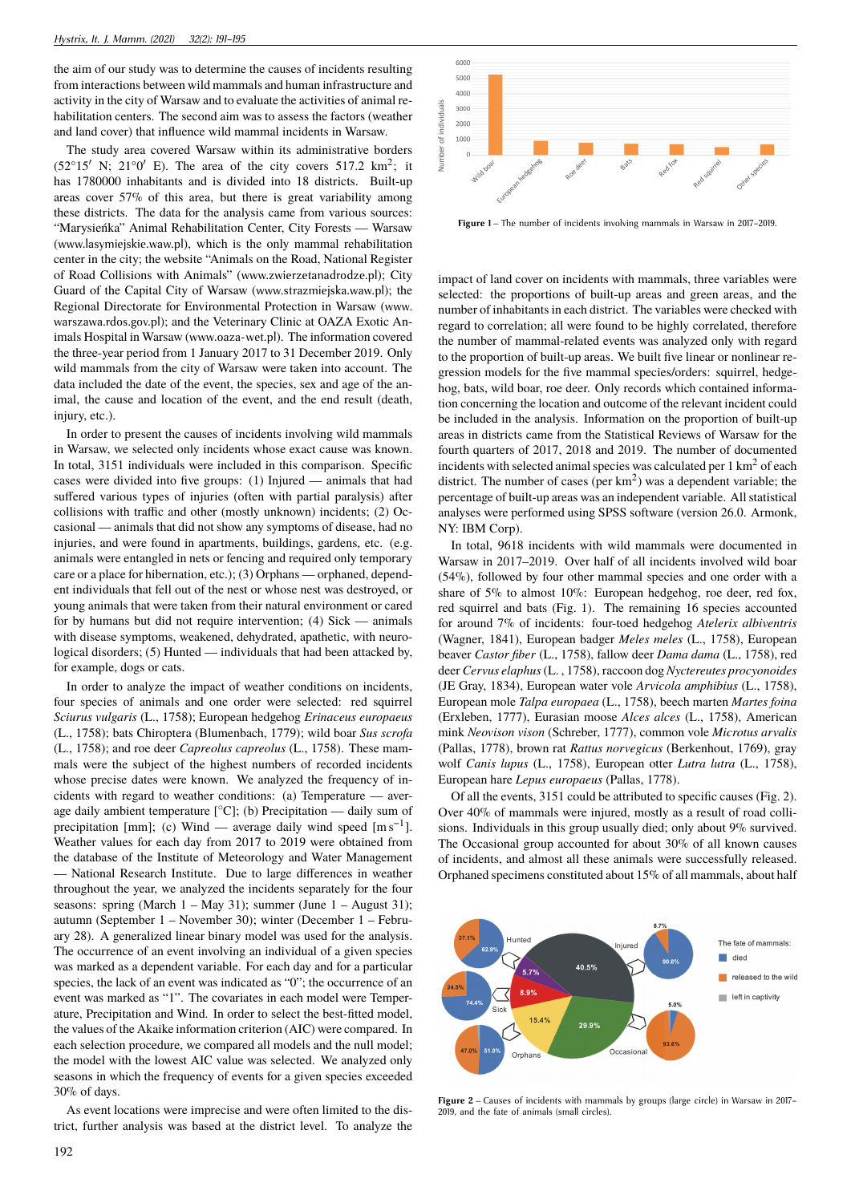the aim of our study was to determine the causes of incidents resulting from interactions between wild mammals and human infrastructure and activity in the city of Warsaw and to evaluate the activities of animal rehabilitation centers. The second aim was to assess the factors (weather and land cover) that influence wild mammal incidents in Warsaw.

The study area covered Warsaw within its administrative borders (52°15′ N; 21°0′ E). The area of the city covers 517.2 km$^2$; it has 1780000 inhabitants and is divided into 18 districts. Built-up areas cover 57% of this area, but there is great variability among these districts. The data for the analysis came from various sources: "Marysieńka" Animal Rehabilitation Center, City Forests — Warsaw (www.lasymiejskie.waw.pl), which is the only mammal rehabilitation center in the city; the website "Animals on the Road, National Register of Road Collisions with Animals" (www.zwierzetanadrodze.pl); City Guard of the Capital City of Warsaw (www.strazmiejska.waw.pl); the Regional Directorate for Environmental Protection in Warsaw (www.warszawa.rdos.gov.pl); and the Veterinary Clinic at OAZA Exotic Animals Hospital in Warsaw (www.oaza-wet.pl). The information covered the three-year period from 1 January 2017 to 31 December 2019. Only wild mammals from the city of Warsaw were taken into account. The data included the date of the event, the species, sex and age of the animal, the cause and location of the event, and the end result (death, injury, etc.).

In order to present the causes of incidents involving wild mammals in Warsaw, we selected only incidents whose exact cause was known. In total, 3151 individuals were included in this comparison. Specific cases were divided into five groups: (1) Injured — animals that had suffered various types of injuries (often with partial paralysis) after collisions with traffic and other (mostly unknown) incidents; (2) Occasional — animals that did not show any symptoms of disease, had no injuries, and were found in apartments, buildings, gardens, etc. (e.g. animals were entangled in nets or fencing and required only temporary care or a place for hibernation, etc.); (3) Orphans — orphaned, dependent individuals that fell out of the nest or whose nest was destroyed, or young animals that were taken from their natural environment or cared for by humans but did not require intervention; (4) Sick — animals with disease symptoms, weakened, dehydrated, apathetic, with neurological disorders; (5) Hunted — individuals that had been attacked by, for example, dogs or cats.

In order to analyze the impact of weather conditions on incidents, four species of animals and one order were selected: red squirrel *Sciurus vulgaris* (L., 1758); European hedgehog *Erinaceus europaeus* (L., 1758); bats Chiroptera (Blumenbach, 1779); wild boar *Sus scrofa* (L., 1758); and roe deer *Capreolus capreolus* (L., 1758). These mammals were the subject of the highest numbers of recorded incidents whose precise dates were known. We analyzed the frequency of incidents with regard to weather conditions: (a) Temperature — average daily ambient temperature [°C]; (b) Precipitation — daily sum of precipitation [mm]; (c) Wind — average daily wind speed [m s$^{-1}$]. Weather values for each day from 2017 to 2019 were obtained from the database of the Institute of Meteorology and Water Management — National Research Institute. Due to large differences in weather throughout the year, we analyzed the incidents separately for the four seasons: spring (March 1 – May 31); summer (June 1 – August 31); autumn (September 1 – November 30); winter (December 1 – February 28). A generalized linear binary model was used for the analysis. The occurrence of an event involving an individual of a given species was marked as a dependent variable. For each day and for a particular species, the lack of an event was indicated as "0"; the occurrence of an event was marked as "1". The covariates in each model were Temperature, Precipitation and Wind. In order to select the best-fitted model, the values of the Akaike information criterion (AIC) were compared. In each selection procedure, we compared all models and the null model; the model with the lowest AIC value was selected. We analyzed only seasons in which the frequency of events for a given species exceeded 30% of days.

As event locations were imprecise and were often limited to the district, further analysis was based at the district level. To analyze the impact of land cover on incidents with mammals, three variables were selected: the proportions of built-up areas and green areas, and the number of inhabitants in each district. The variables were checked with regard to correlation; all were found to be highly correlated, therefore the number of mammal-related events was analyzed only with regard to the proportion of built-up areas. We built five linear or nonlinear regression models for the five mammal species/orders: squirrel, hedgehog, bats, wild boar, roe deer. Only records which contained information concerning the location and outcome of the relevant incident could be included in the analysis. Information on the proportion of built-up areas in districts came from the Statistical Reviews of Warsaw for the fourth quarters of 2017, 2018 and 2019. The number of documented incidents with selected animal species was calculated per 1 km$^2$ of each district. The number of cases (per km$^2$) was a dependent variable; the percentage of built-up areas was an independent variable. All statistical analyses were performed using SPSS software (version 26.0. Armonk, NY: IBM Corp).

**Figure 1** – The number of incidents involving mammals in Warsaw in 2017–2019.

In total, 9618 incidents with wild mammals were documented in Warsaw in 2017–2019. Over half of all incidents involved wild boar (54%), followed by four other mammal species and one order with a share of 5% to almost 10%: European hedgehog, roe deer, red fox, red squirrel and bats (Fig. 1). The remaining 16 species accounted for around 7% of incidents: four-toed hedgehog *Atelerix albiventris* (Wagner, 1841), European badger *Meles meles* (L., 1758), European beaver *Castor fiber* (L., 1758), fallow deer *Dama dama* (L., 1758), red deer *Cervus elaphus* (L. , 1758), raccoon dog *Nyctereutes procyonoides* (JE Gray, 1834), European water vole *Arvicola amphibius* (L., 1758), European mole *Talpa europaea* (L., 1758), beech marten *Martes foina* (Erxleben, 1777), Eurasian moose *Alces alces* (L., 1758), American mink *Neovison vison* (Schreber, 1777), common vole *Microtus arvalis* (Pallas, 1778), brown rat *Rattus norvegicus* (Berkenhout, 1769), gray wolf *Canis lupus* (L., 1758), European otter *Lutra lutra* (L., 1758), European hare *Lepus europaeus* (Pallas, 1778).

Of all the events, 3151 could be attributed to specific causes (Fig. 2). Over 40% of mammals were injured, mostly as a result of road collisions. Individuals in this group usually died; only about 9% survived. The Occasional group accounted for about 30% of all known causes of incidents, and almost all these animals were successfully released. Orphaned specimens constituted about 15% of all mammals, about half

**Figure 2** – Causes of incidents with mammals by groups (large circle) in Warsaw in 2017–2019, and the fate of animals (small circles).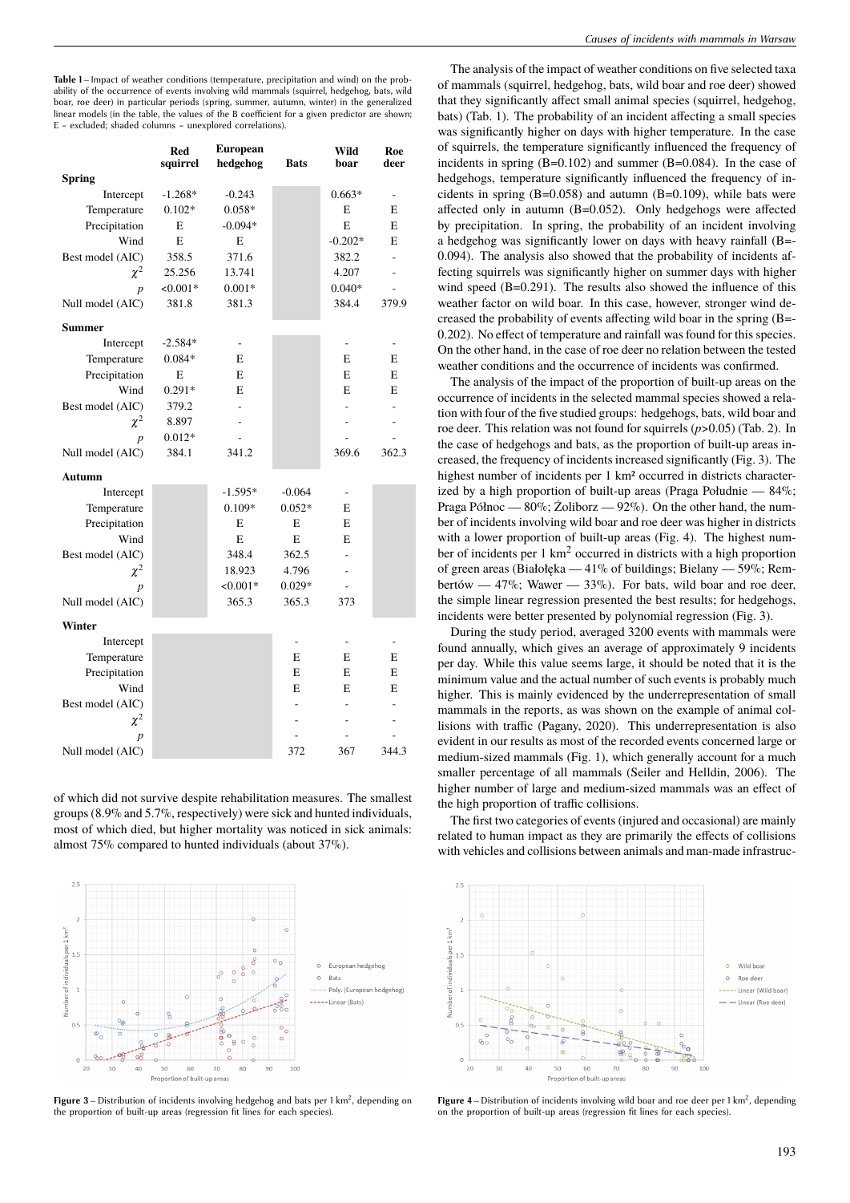**Table 1** – Impact of weather conditions (temperature, precipitation and wind) on the probability of the occurrence of events involving wild mammals (squirrel, hedgehog, bats, wild boar, roe deer) in particular periods (spring, summer, autumn, winter) in the generalized linear models (in the table, the values of the B coefficient for a given predictor are shown; E – excluded; shaded columns – unexplored correlations).

| | Red squirrel | European hedgehog | Bats | Wild boar | Roe deer |
|---|---|---|---|---|---|
| **Spring** | | | | | |
| Intercept | -1.268* | -0.243 | | 0.663* | - |
| Temperature | 0.102* | 0.058* | | E | E |
| Precipitation | E | -0.094* | | E | E |
| Wind | E | E | | -0.202* | E |
| Best model (AIC) | 358.5 | 371.6 | | 382.2 | - |
| $\chi^2$ | 25.256 | 13.741 | | 4.207 | - |
| $p$ | <0.001* | 0.001* | | 0.040* | - |
| Null model (AIC) | 381.8 | 381.3 | | 384.4 | 379.9 |
| **Summer** | | | | | |
| Intercept | -2.584* | - | | - | - |
| Temperature | 0.084* | E | | E | E |
| Precipitation | E | E | | E | E |
| Wind | 0.291* | E | | E | E |
| Best model (AIC) | 379.2 | - | | - | - |
| $\chi^2$ | 8.897 | - | | - | - |
| $p$ | 0.012* | - | | - | - |
| Null model (AIC) | 384.1 | 341.2 | | 369.6 | 362.3 |
| **Autumn** | | | | | |
| Intercept | | -1.595* | -0.064 | - | |
| Temperature | | 0.109* | 0.052* | E | |
| Precipitation | | E | E | E | |
| Wind | | E | E | E | |
| Best model (AIC) | | 348.4 | 362.5 | - | |
| $\chi^2$ | | 18.923 | 4.796 | - | |
| $p$ | | <0.001* | 0.029* | - | |
| Null model (AIC) | | 365.3 | 365.3 | 373 | |
| **Winter** | | | | | |
| Intercept | | | - | - | - |
| Temperature | | | E | E | E |
| Precipitation | | | E | E | E |
| Wind | | | E | E | E |
| Best model (AIC) | | | - | - | - |
| $\chi^2$ | | | - | - | - |
| $p$ | | | - | - | - |
| Null model (AIC) | | | 372 | 367 | 344.3 |

of which did not survive despite rehabilitation measures. The smallest groups (8.9% and 5.7%, respectively) were sick and hunted individuals, most of which died, but higher mortality was noticed in sick animals: almost 75% compared to hunted individuals (about 37%).

**Figure 3** – Distribution of incidents involving hedgehog and bats per 1 km², depending on the proportion of built-up areas (regression fit lines for each species).

The analysis of the impact of weather conditions on five selected taxa of mammals (squirrel, hedgehog, bats, wild boar and roe deer) showed that they significantly affect small animal species (squirrel, hedgehog, bats) (Tab. 1). The probability of an incident affecting a small species was significantly higher on days with higher temperature. In the case of squirrels, the temperature significantly influenced the frequency of incidents in spring (B=0.102) and summer (B=0.084). In the case of hedgehogs, temperature significantly influenced the frequency of incidents in spring (B=0.058) and autumn (B=0.109), while bats were affected only in autumn (B=0.052). Only hedgehogs were affected by precipitation. In spring, the probability of an incident involving a hedgehog was significantly lower on days with heavy rainfall (B=-0.094). The analysis also showed that the probability of incidents affecting squirrels was significantly higher on summer days with higher wind speed (B=0.291). The results also showed the influence of this weather factor on wild boar. In this case, however, stronger wind decreased the probability of events affecting wild boar in the spring (B=-0.202). No effect of temperature and rainfall was found for this species. On the other hand, in the case of roe deer no relation between the tested weather conditions and the occurrence of incidents was confirmed.

The analysis of the impact of the proportion of built-up areas on the occurrence of incidents in the selected mammal species showed a relation with four of the five studied groups: hedgehogs, bats, wild boar and roe deer. This relation was not found for squirrels ($p$>0.05) (Tab. 2). In the case of hedgehogs and bats, as the proportion of built-up areas increased, the frequency of incidents increased significantly (Fig. 3). The highest number of incidents per 1 km² occurred in districts characterized by a high proportion of built-up areas (Praga Południe — 84%; Praga Północ — 80%; Żoliborz — 92%). On the other hand, the number of incidents involving wild boar and roe deer was higher in districts with a lower proportion of built-up areas (Fig. 4). The highest number of incidents per 1 km$^2$ occurred in districts with a high proportion of green areas (Białołęka — 41% of buildings; Bielany — 59%; Rembertów — 47%; Wawer — 33%). For bats, wild boar and roe deer, the simple linear regression presented the best results; for hedgehogs, incidents were better presented by polynomial regression (Fig. 3).

During the study period, averaged 3200 events with mammals were found annually, which gives an average of approximately 9 incidents per day. While this value seems large, it should be noted that it is the minimum value and the actual number of such events is probably much higher. This is mainly evidenced by the underrepresentation of small mammals in the reports, as was shown on the example of animal collisions with traffic (Pagany, 2020). This underrepresentation is also evident in our results as most of the recorded events concerned large or medium-sized mammals (Fig. 1), which generally account for a much smaller percentage of all mammals (Seiler and Helldin, 2006). The higher number of large and medium-sized mammals was an effect of the high proportion of traffic collisions.

The first two categories of events (injured and occasional) are mainly related to human impact as they are primarily the effects of collisions with vehicles and collisions between animals and man-made infrastruc-

**Figure 4** – Distribution of incidents involving wild boar and roe deer per 1 km², depending on the proportion of built-up areas (regression fit lines for each species).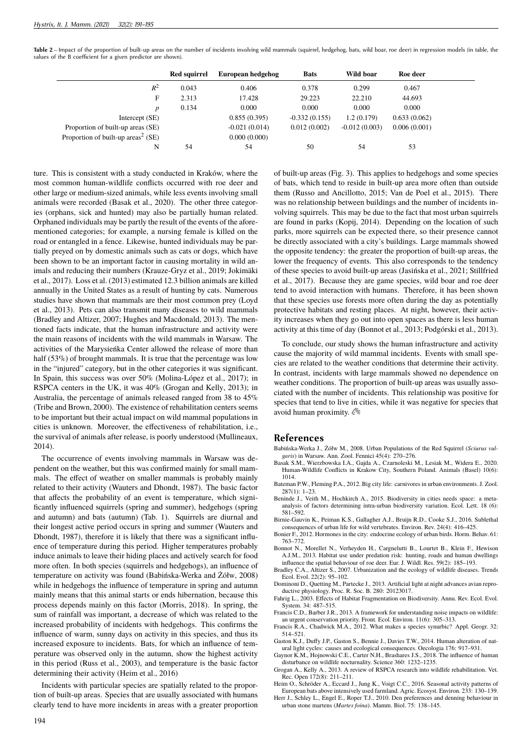**Table 2** – Impact of the proportion of built-up areas on the number of incidents involving wild mammals (squirrel, hedgehog, bats, wild boar, roe deer) in regression models (in table, the values of the B coefficient for a given predictor are shown).

| | Red squirrel | European hedgehog | Bats | Wild boar | Roe deer |
|---|---|---|---|---|---|
| $R^2$ | 0.043 | 0.406 | 0.378 | 0.299 | 0.467 |
| F | 2.313 | 17.428 | 29.223 | 22.210 | 44.693 |
| $p$ | 0.134 | 0.000 | 0.000 | 0.000 | 0.000 |
| Intercept (SE) | | 0.855 (0.395) | -0.332 (0.155) | 1.2 (0.179) | 0.633 (0.062) |
| Proportion of built-up areas (SE) | | -0.021 (0.014) | 0.012 (0.002) | -0.012 (0.003) | 0.006 (0.001) |
| Proportion of built-up areas$^2$ (SE) | | 0.000 (0.000) | | | |
| N | 54 | 54 | 50 | 54 | 53 |

ture. This is consistent with a study conducted in Kraków, where the most common human-wildlife conflicts occurred with roe deer and other large or medium-sized animals, while less events involving small animals were recorded (Basak et al., 2020). The other three categories (orphans, sick and hunted) may also be partially human related. Orphaned individuals may be partly the result of the events of the aforementioned categories; for example, a nursing female is killed on the road or entangled in a fence. Likewise, hunted individuals may be partially preyed on by domestic animals such as cats or dogs, which have been shown to be an important factor in causing mortality in wild animals and reducing their numbers (Krauze-Gryz et al., 2019; Jokimäki et al., 2017). Loss et al. (2013) estimated 12.3 billion animals are killed annually in the United States as a result of hunting by cats. Numerous studies have shown that mammals are their most common prey (Loyd et al., 2013). Pets can also transmit many diseases to wild mammals (Bradley and Altizer, 2007; Hughes and Macdonald, 2013). The mentioned facts indicate, that the human infrastructure and activity were the main reasons of incidents with the wild mammals in Warsaw. The activities of the Marysieńka Center allowed the release of more than half (53%) of brought mammals. It is true that the percentage was low in the "injured" category, but in the other categories it was significant. In Spain, this success was over 50% (Molina-López et al., 2017); in RSPCA centers in the UK, it was 40% (Grogan and Kelly, 2013); in Australia, the percentage of animals released ranged from 38 to 45% (Tribe and Brown, 2000). The existence of rehabilitation centers seems to be important but their actual impact on wild mammal populations in cities is unknown. Moreover, the effectiveness of rehabilitation, i.e., the survival of animals after release, is poorly understood (Mullineaux, 2014).

The occurrence of events involving mammals in Warsaw was dependent on the weather, but this was confirmed mainly for small mammals. The effect of weather on smaller mammals is probably mainly related to their activity (Wauters and Dhondt, 1987). The basic factor that affects the probability of an event is temperature, which significantly influenced squirrels (spring and summer), hedgehogs (spring and autumn) and bats (autumn) (Tab. 1). Squirrels are diurnal and their longest active period occurs in spring and summer (Wauters and Dhondt, 1987), therefore it is likely that there was a significant influence of temperature during this period. Higher temperatures probably induce animals to leave their hiding places and actively search for food more often. In both species (squirrels and hedgehogs), an influence of temperature on activity was found (Babińska-Werka and Żółw, 2008) while in hedgehogs the influence of temperature in spring and autumn mainly means that this animal starts or ends hibernation, because this process depends mainly on this factor (Morris, 2018). In spring, the sum of rainfall was important, a decrease of which was related to the increased probability of incidents with hedgehogs. This confirms the influence of warm, sunny days on activity in this species, and thus its increased exposure to incidents. Bats, for which an influence of temperature was observed only in the autumn, show the highest activity in this period (Russ et al., 2003), and temperature is the basic factor determining their activity (Heim et al., 2016)

Incidents with particular species are spatially related to the proportion of built-up areas. Species that are usually associated with humans clearly tend to have more incidents in areas with a greater proportion of built-up areas (Fig. 3). This applies to hedgehogs and some species of bats, which tend to reside in built-up area more often than outside them (Russo and Ancillotto, 2015; Van de Poel et al., 2015). There was no relationship between buildings and the number of incidents involving squirrels. This may be due to the fact that most urban squirrels are found in parks (Kopij, 2014). Depending on the location of such parks, more squirrels can be expected there, so their presence cannot be directly associated with a city's buildings. Large mammals showed the opposite tendency: the greater the proportion of built-up areas, the lower the frequency of events. This also corresponds to the tendency of these species to avoid built-up areas (Jasińska et al., 2021; Stillfried et al., 2017). Because they are game species, wild boar and roe deer tend to avoid interaction with humans. Therefore, it has been shown that these species use forests more often during the day as potentially protective habitats and resting places. At night, however, their activity increases when they go out into open spaces as there is less human activity at this time of day (Bonnot et al., 2013; Podgórski et al., 2013).

To conclude, our study shows the human infrastructure and activity cause the majority of wild mammal incidents. Events with small species are related to the weather conditions that determine their activity. In contrast, incidents with large mammals showed no dependence on weather conditions. The proportion of built-up areas was usually associated with the number of incidents. This relationship was positive for species that tend to live in cities, while it was negative for species that avoid human proximity.

## References

Babińska-Werka J., Żółw M., 2008. Urban Populations of the Red Squirrel (*Sciurus vulgaris*) in Warsaw. Ann. Zool. Fennici 45(4): 270–276.

Basak S.M., Wierzbowska I.A., Gajda A., Czarnoleski M., Lesiak M., Widera E., 2020. Human-Wildlife Conflicts in Krakow City, Southern Poland. Animals (Basel) 10(6): 1014.

Bateman P.W., Fleming P.A., 2012. Big city life: carnivores in urban environments. J. Zool. 287(1): 1–23.

Beninde J., Veith M., Hochkirch A., 2015. Biodiversity in cities needs space: a meta-analysis of factors determining intra-urban biodiversity variation. Ecol. Lett. 18 (6): 581–592.

Birnie-Gauvin K., Peiman K.S., Gallagher A.J., Bruijn R.D., Cooke S.J., 2016. Sublethal consequences of urban life for wild vertebrates. Environ. Rev. 24(4): 416–425.

Bonier F., 2012. Hormones in the city: endocrine ecology of urban birds. Horm. Behav. 61: 763–772.

Bonnot N., Morellet N., Verheyden H., Cargnelutti B., Lourtet B., Klein F., Hewison A.J.M., 2013. Habitat use under predation risk: hunting, roads and human dwellings influence the spatial behaviour of roe deer. Eur. J. Wildl. Res. 59(2): 185–193.

Bradley C.A., Altizer S., 2007. Urbanization and the ecology of wildlife diseases. Trends Ecol. Evol. 22(2): 95–102.

Dominoni D., Quetting M., Partecke J., 2013. Artificial light at night advances avian reproductive physiology. Proc. R. Soc. B. 280: 20123017.

Fahrig L., 2003. Effects of Habitat Fragmentation on Biodiversity. Annu. Rev. Ecol. Evol. System. 34: 487–515.

Francis C.D., Barber J.R., 2013. A framework for understanding noise impacts on wildlife: an urgent conservation priority. Front. Ecol. Environ. 11(6): 305–313.

Francis R.A., Chadwick M.A., 2012. What makes a species synurbic? Appl. Geogr. 32: 514–521.

Gaston K.J., Duffy J.P., Gaston S., Bennie J., Davies T.W., 2014. Human alteration of natural light cycles: causes and ecological consequences. Oecologia 176: 917–931.

Gaynor K.M., Hojnowski C.E., Carter N.H., Brashares J.S., 2018. The influence of human disturbance on wildlife nocturnality. Science 360: 1232–1235.

Grogan A., Kelly A., 2013. A review of RSPCA research into wildlife rehabilitation. Vet. Rec. Open 172(8): 211–211.

Heim O., Schröder A., Eccard J., Jung K., Voigt C.C., 2016. Seasonal activity patterns of European bats above intensively used farmland. Agric. Ecosyst. Environ. 233: 130–139.

Herr J., Schley L., Engel E., Roper T.J., 2010. Den preferences and denning behaviour in urban stone martens (*Martes foina*). Mamm. Biol. 75: 138–145.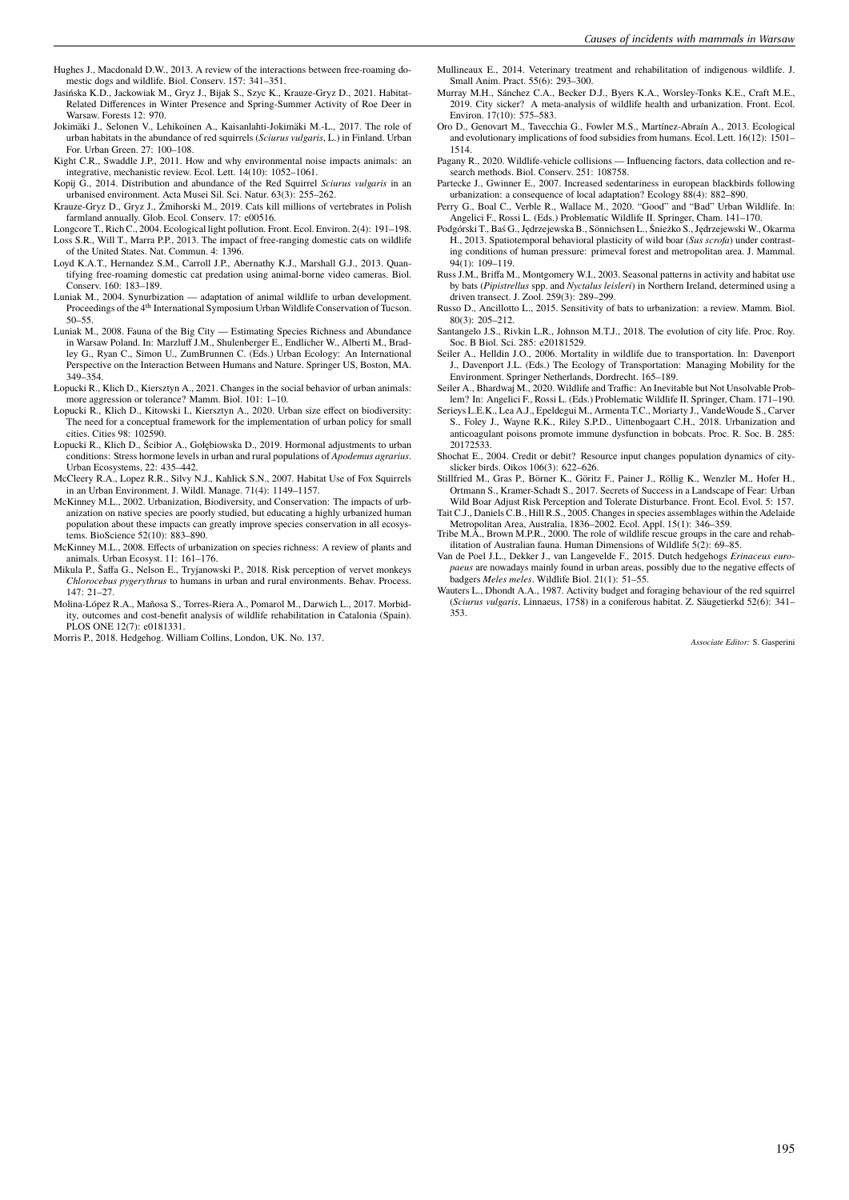Hughes J., Macdonald D.W., 2013. A review of the interactions between free-roaming domestic dogs and wildlife. Biol. Conserv. 157: 341–351.

Jasińska K.D., Jackowiak M., Gryz J., Bijak S., Szyc K., Krauze-Gryz D., 2021. Habitat-Related Differences in Winter Presence and Spring-Summer Activity of Roe Deer in Warsaw. Forests 12: 970.

Jokimäki J., Selonen V., Lehikoinen A., Kaisanlahti-Jokimäki M.-L., 2017. The role of urban habitats in the abundance of red squirrels (*Sciurus vulgaris*, L.) in Finland. Urban For. Urban Green. 27: 100–108.

Kight C.R., Swaddle J.P., 2011. How and why environmental noise impacts animals: an integrative, mechanistic review. Ecol. Lett. 14(10): 1052–1061.

Kopij G., 2014. Distribution and abundance of the Red Squirrel *Sciurus vulgaris* in an urbanised environment. Acta Musei Sil. Sci. Natur. 63(3): 255–262.

Krauze-Gryz D., Gryz J., Żmihorski M., 2019. Cats kill millions of vertebrates in Polish farmland annually. Glob. Ecol. Conserv. 17: e00516.

Longcore T., Rich C., 2004. Ecological light pollution. Front. Ecol. Environ. 2(4): 191–198.

Loss S.R., Will T., Marra P.P., 2013. The impact of free-ranging domestic cats on wildlife of the United States. Nat. Commun. 4: 1396.

Loyd K.A.T., Hernandez S.M., Carroll J.P., Abernathy K.J., Marshall G.J., 2013. Quantifying free-roaming domestic cat predation using animal-borne video cameras. Biol. Conserv. 160: 183–189.

Luniak M., 2004. Synurbization — adaptation of animal wildlife to urban development. Proceedings of the 4th International Symposium Urban Wildlife Conservation of Tucson. 50–55.

Luniak M., 2008. Fauna of the Big City — Estimating Species Richness and Abundance in Warsaw Poland. In: Marzluff J.M., Shulenberger E., Endlicher W., Alberti M., Bradley G., Ryan C., Simon U., ZumBrunnen C. (Eds.) Urban Ecology: An International Perspective on the Interaction Between Humans and Nature. Springer US, Boston, MA. 349–354.

Łopucki R., Klich D., Kiersztyn A., 2021. Changes in the social behavior of urban animals: more aggression or tolerance? Mamm. Biol. 101: 1–10.

Łopucki R., Klich D., Kitowski I., Kiersztyn A., 2020. Urban size effect on biodiversity: The need for a conceptual framework for the implementation of urban policy for small cities. Cities 98: 102590.

Łopucki R., Klich D., Ścibior A., Gołębiowska D., 2019. Hormonal adjustments to urban conditions: Stress hormone levels in urban and rural populations of *Apodemus agrarius*. Urban Ecosystems, 22: 435–442.

McCleery R.A., Lopez R.R., Silvy N.J., Kahlick S.N., 2007. Habitat Use of Fox Squirrels in an Urban Environment. J. Wildl. Manage. 71(4): 1149–1157.

McKinney M.L., 2002. Urbanization, Biodiversity, and Conservation: The impacts of urbanization on native species are poorly studied, but educating a highly urbanized human population about these impacts can greatly improve species conservation in all ecosystems. BioScience 52(10): 883–890.

McKinney M.L., 2008. Effects of urbanization on species richness: A review of plants and animals. Urban Ecosyt. 11: 161–176.

Mikula P., Šaffa G., Nelson E., Tryjanowski P., 2018. Risk perception of vervet monkeys *Chlorocebus pygerythrus* to humans in urban and rural environments. Behav. Process. 147: 21–27.

Molina-López R.A., Mañosa S., Torres-Riera A., Pomarol M., Darwich L., 2017. Morbidity, outcomes and cost-benefit analysis of wildlife rehabilitation in Catalonia (Spain). PLOS ONE 12(7): e0181331.

Morris P., 2018. Hedgehog. William Collins, London, UK. No. 137.

Mullineaux E., 2014. Veterinary treatment and rehabilitation of indigenous wildlife. J. Small Anim. Pract. 55(6): 293–300.

Murray M.H., Sánchez C.A., Becker D.J., Byers K.A., Worsley-Tonks K.E., Craft M.E., 2019. City sicker? A meta-analysis of wildlife health and urbanization. Front. Ecol. Environ. 17(10): 575–583.

Oro D., Genovart M., Tavecchia G., Fowler M.S., Martínez-Abraín A., 2013. Ecological and evolutionary implications of food subsidies from humans. Ecol. Lett. 16(12): 1501–1514.

Pagany R., 2020. Wildlife-vehicle collisions — Influencing factors, data collection and research methods. Biol. Conserv. 251: 108758.

Partecke J., Gwinner E., 2007. Increased sedentariness in european blackbirds following urbanization: a consequence of local adaptation? Ecology 88(4): 882–890.

Perry G., Boal C., Verble R., Wallace M., 2020. "Good" and "Bad" Urban Wildlife. In: Angelici F., Rossi L. (Eds.) Problematic Wildlife II. Springer, Cham. 141–170.

Podgórski T., Baś G., Jędrzejewska B., Sönnichsen L., Śnieżko S., Jędrzejewski W., Okarma H., 2013. Spatiotemporal behavioral plasticity of wild boar (*Sus scrofa*) under contrasting conditions of human pressure: primeval forest and metropolitan area. J. Mammal. 94(1): 109–119.

Russ J.M., Briffa M., Montgomery W.I., 2003. Seasonal patterns in activity and habitat use by bats (*Pipistrellus* spp. and *Nyctalus leisleri*) in Northern Ireland, determined using a driven transect. J. Zool. 259(3): 289–299.

Russo D., Ancillotto L., 2015. Sensitivity of bats to urbanization: a review. Mamm. Biol. 80(3): 205–212.

Santangelo J.S., Rivkin L.R., Johnson M.T.J., 2018. The evolution of city life. Proc. Roy. Soc. B Biol. Sci. 285: e20181529.

Seiler A., Helldin J.O., 2006. Mortality in wildlife due to transportation. In: Davenport J., Davenport J.L. (Eds.) The Ecology of Transportation: Managing Mobility for the Environment. Springer Netherlands, Dordrecht. 165–189.

Seiler A., Bhardwaj M., 2020. Wildlife and Traffic: An Inevitable but Not Unsolvable Problem? In: Angelici F., Rossi L. (Eds.) Problematic Wildlife II. Springer, Cham. 171–190.

Serieys L.E.K., Lea A.J., Epeldegui M., Armenta T.C., Moriarty J., VandeWoude S., Carver S., Foley J., Wayne R.K., Riley S.P.D., Uittenbogaart C.H., 2018. Urbanization and anticoagulant poisons promote immune dysfunction in bobcats. Proc. R. Soc. B. 285: 20172533.

Shochat E., 2004. Credit or debit? Resource input changes population dynamics of city-slicker birds. Oikos 106(3): 622–626.

Stillfried M., Gras P., Börner K., Göritz F., Painer J., Röllig K., Wenzler M., Hofer H., Ortmann S., Kramer-Schadt S., 2017. Secrets of Success in a Landscape of Fear: Urban Wild Boar Adjust Risk Perception and Tolerate Disturbance. Front. Ecol. Evol. 5: 157.

Tait C.J., Daniels C.B., Hill R.S., 2005. Changes in species assemblages within the Adelaide Metropolitan Area, Australia, 1836–2002. Ecol. Appl. 15(1): 346–359.

Tribe M.A., Brown M.P.R., 2000. The role of wildlife rescue groups in the care and rehabilitation of Australian fauna. Human Dimensions of Wildlife 5(2): 69–85.

Van de Poel J.L., Dekker J., van Langevelde F., 2015. Dutch hedgehogs *Erinaceus europaeus* are nowadays mainly found in urban areas, possibly due to the negative effects of badgers *Meles meles*. Wildlife Biol. 21(1): 51–55.

Wauters L., Dhondt A.A., 1987. Activity budget and foraging behaviour of the red squirrel (*Sciurus vulgaris*, Linnaeus, 1758) in a coniferous habitat. Z. Säugetierkd 52(6): 341–353.

*Associate Editor:* S. Gasperini